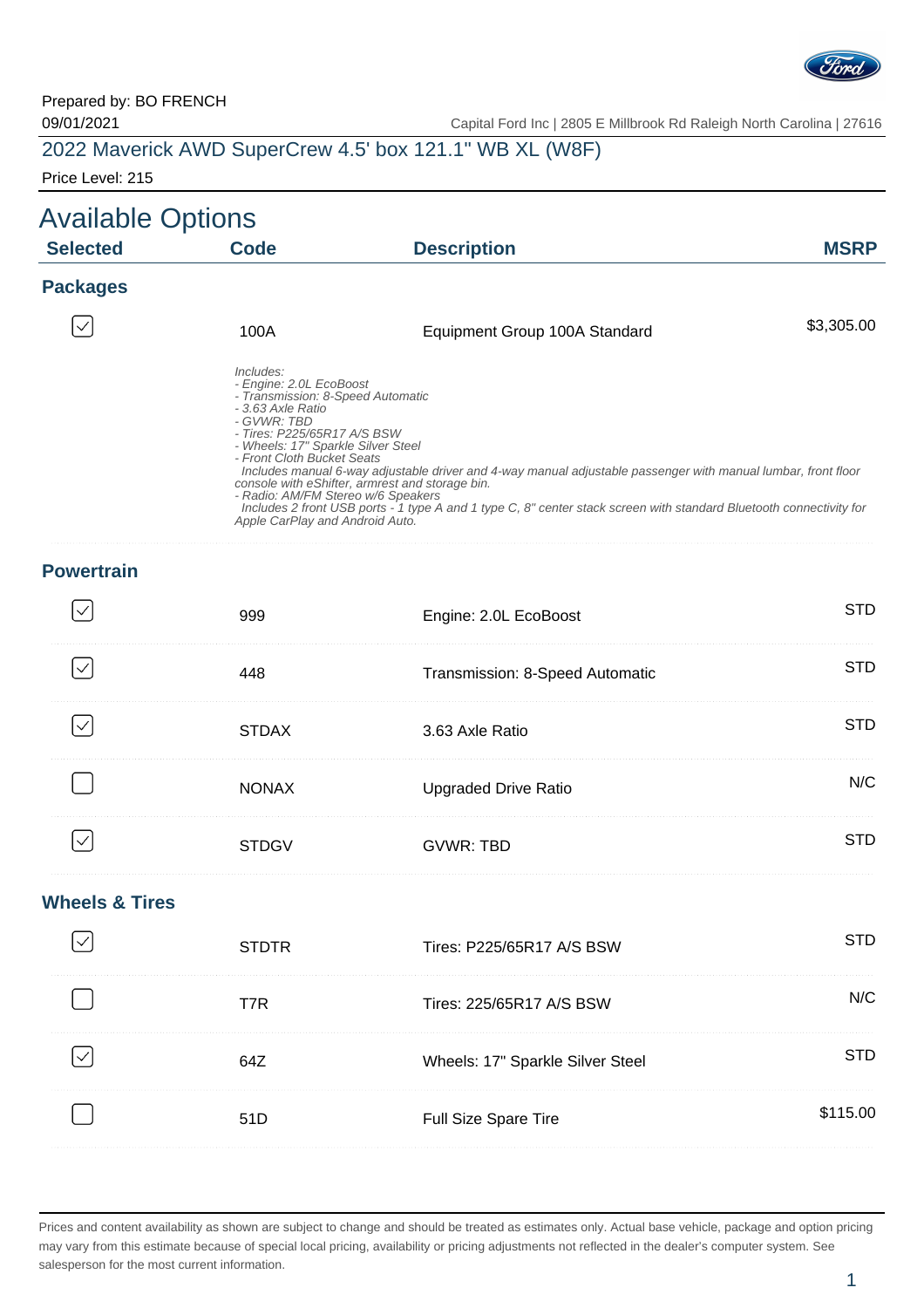Prepared by: BO FRENCH
09/01/2021

Capital Ford Inc | 2805 E Millbrook Rd Raleigh North Carolina | 27616

## 2022 Maverick AWD SuperCrew 4.5' box 121.1" WB XL (W8F)

Price Level: 215

# Available Options

| Selected | Code | Description | MSRP |
| --- | --- | --- | --- |

### Packages

| Selected | Code | Description | MSRP |
| --- | --- | --- | --- |
| ☑ | 100A | Equipment Group 100A Standard | $3,305.00 |

*Includes:*
*- Engine: 2.0L EcoBoost*
*- Transmission: 8-Speed Automatic*
*- 3.63 Axle Ratio*
*- GVWR: TBD*
*- Tires: P225/65R17 A/S BSW*
*- Wheels: 17" Sparkle Silver Steel*
*- Front Cloth Bucket Seats*
*Includes manual 6-way adjustable driver and 4-way manual adjustable passenger with manual lumbar, front floor console with eShifter, armrest and storage bin.*
*- Radio: AM/FM Stereo w/6 Speakers*
*Includes 2 front USB ports - 1 type A and 1 type C, 8" center stack screen with standard Bluetooth connectivity for Apple CarPlay and Android Auto.*

### Powertrain

| Selected | Code | Description | MSRP |
| --- | --- | --- | --- |
| ☑ | 999 | Engine: 2.0L EcoBoost | STD |
| ☑ | 448 | Transmission: 8-Speed Automatic | STD |
| ☑ | STDAX | 3.63 Axle Ratio | STD |
| ☐ | NONAX | Upgraded Drive Ratio | N/C |
| ☑ | STDGV | GVWR: TBD | STD |

### Wheels & Tires

| Selected | Code | Description | MSRP |
| --- | --- | --- | --- |
| ☑ | STDTR | Tires: P225/65R17 A/S BSW | STD |
| ☐ | T7R | Tires: 225/65R17 A/S BSW | N/C |
| ☑ | 64Z | Wheels: 17" Sparkle Silver Steel | STD |
| ☐ | 51D | Full Size Spare Tire | $115.00 |

Prices and content availability as shown are subject to change and should be treated as estimates only. Actual base vehicle, package and option pricing may vary from this estimate because of special local pricing, availability or pricing adjustments not reflected in the dealer's computer system. See salesperson for the most current information.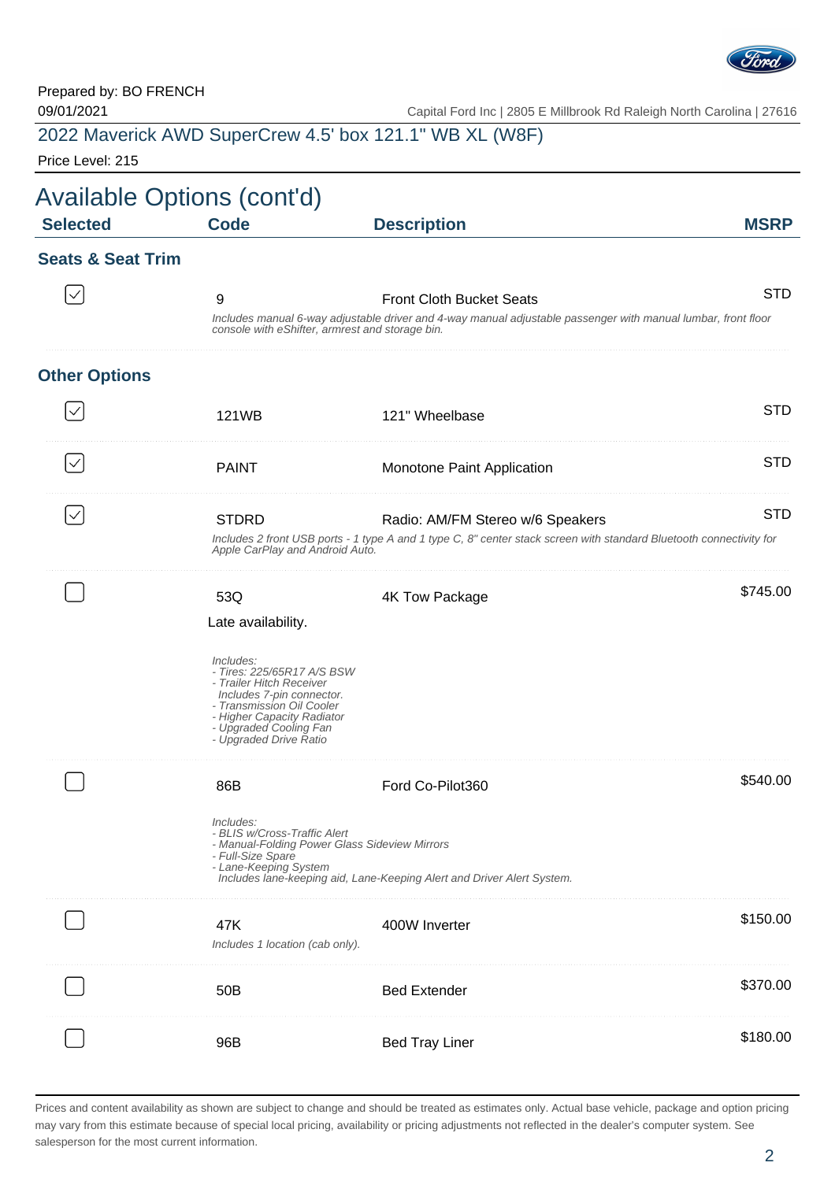Prepared by: BO FRENCH
09/01/2021

Capital Ford Inc | 2805 E Millbrook Rd Raleigh North Carolina | 27616

## 2022 Maverick AWD SuperCrew 4.5' box 121.1" WB XL (W8F)

Price Level: 215

# Available Options (cont'd)

| Selected | Code | Description | MSRP |
|---|---|---|---|

### Seats & Seat Trim

| Selected | Code | Description | MSRP |
|---|---|---|---|
| ☑ | 9 | Front Cloth Bucket Seats<br>*Includes manual 6-way adjustable driver and 4-way manual adjustable passenger with manual lumbar, front floor console with eShifter, armrest and storage bin.* | STD |

### Other Options

| Selected | Code | Description | MSRP |
|---|---|---|---|
| ☑ | 121WB | 121" Wheelbase | STD |
| ☑ | PAINT | Monotone Paint Application | STD |
| ☑ | STDRD | Radio: AM/FM Stereo w/6 Speakers<br>*Includes 2 front USB ports - 1 type A and 1 type C, 8" center stack screen with standard Bluetooth connectivity for Apple CarPlay and Android Auto.* | STD |
| ☐ | 53Q | 4K Tow Package<br>Late availability.<br>*Includes:*<br>*- Tires: 225/65R17 A/S BSW*<br>*- Trailer Hitch Receiver*<br>*Includes 7-pin connector.*<br>*- Transmission Oil Cooler*<br>*- Higher Capacity Radiator*<br>*- Upgraded Cooling Fan*<br>*- Upgraded Drive Ratio* | $745.00 |
| ☐ | 86B | Ford Co-Pilot360<br>*Includes:*<br>*- BLIS w/Cross-Traffic Alert*<br>*- Manual-Folding Power Glass Sideview Mirrors*<br>*- Full-Size Spare*<br>*- Lane-Keeping System*<br>*Includes lane-keeping aid, Lane-Keeping Alert and Driver Alert System.* | $540.00 |
| ☐ | 47K | 400W Inverter<br>*Includes 1 location (cab only).* | $150.00 |
| ☐ | 50B | Bed Extender | $370.00 |
| ☐ | 96B | Bed Tray Liner | $180.00 |

Prices and content availability as shown are subject to change and should be treated as estimates only. Actual base vehicle, package and option pricing may vary from this estimate because of special local pricing, availability or pricing adjustments not reflected in the dealer's computer system. See salesperson for the most current information.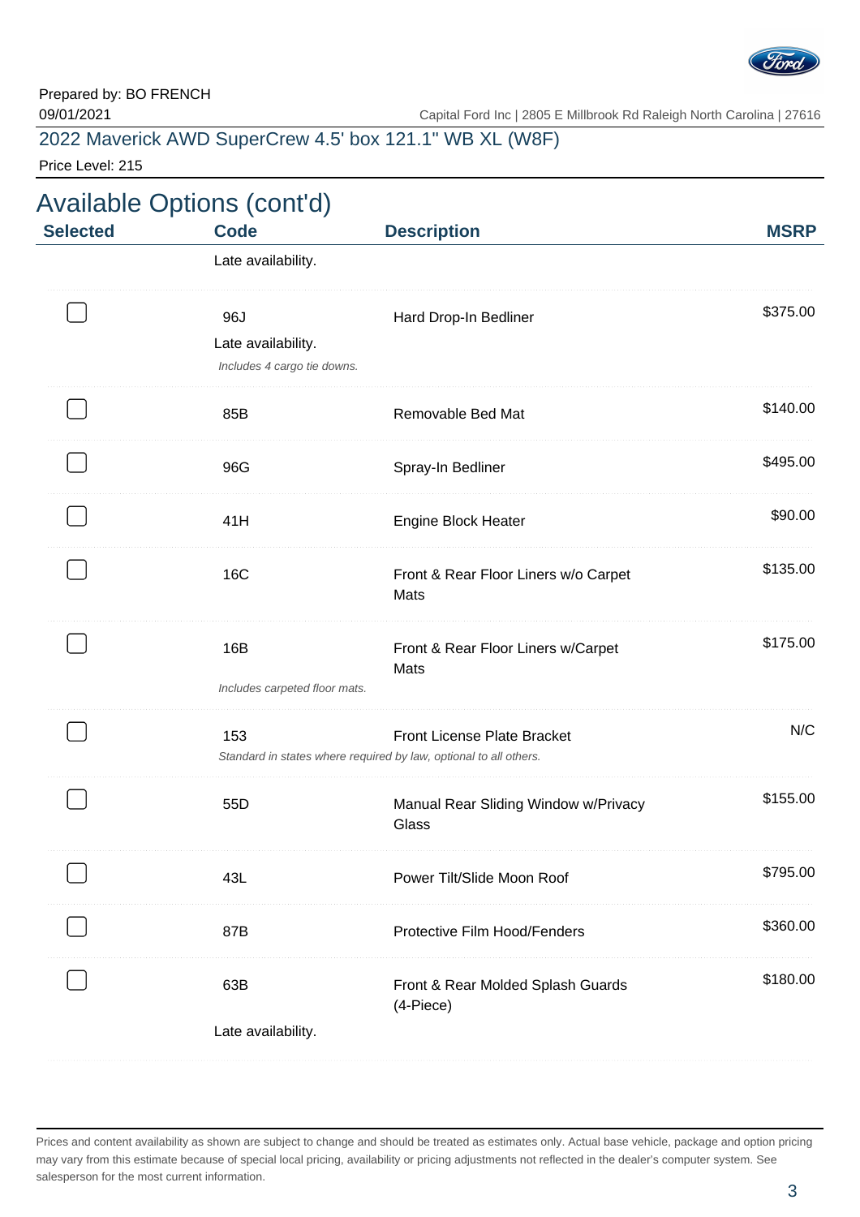Prepared by: BO FRENCH
09/01/2021

Capital Ford Inc | 2805 E Millbrook Rd Raleigh North Carolina | 27616

2022 Maverick AWD SuperCrew 4.5' box 121.1" WB XL (W8F)

Price Level: 215

## Available Options (cont'd)

| Selected | Code | Description | MSRP |
|---|---|---|---|
| | Late availability. | | |
| ☐ | 96J<br>Late availability.<br>*Includes 4 cargo tie downs.* | Hard Drop-In Bedliner | $375.00 |
| ☐ | 85B | Removable Bed Mat | $140.00 |
| ☐ | 96G | Spray-In Bedliner | $495.00 |
| ☐ | 41H | Engine Block Heater | $90.00 |
| ☐ | 16C | Front & Rear Floor Liners w/o Carpet Mats | $135.00 |
| ☐ | 16B<br>*Includes carpeted floor mats.* | Front & Rear Floor Liners w/Carpet Mats | $175.00 |
| ☐ | 153<br>*Standard in states where required by law, optional to all others.* | Front License Plate Bracket | N/C |
| ☐ | 55D | Manual Rear Sliding Window w/Privacy Glass | $155.00 |
| ☐ | 43L | Power Tilt/Slide Moon Roof | $795.00 |
| ☐ | 87B | Protective Film Hood/Fenders | $360.00 |
| ☐ | 63B<br>Late availability. | Front & Rear Molded Splash Guards (4-Piece) | $180.00 |

Prices and content availability as shown are subject to change and should be treated as estimates only. Actual base vehicle, package and option pricing may vary from this estimate because of special local pricing, availability or pricing adjustments not reflected in the dealer's computer system. See salesperson for the most current information.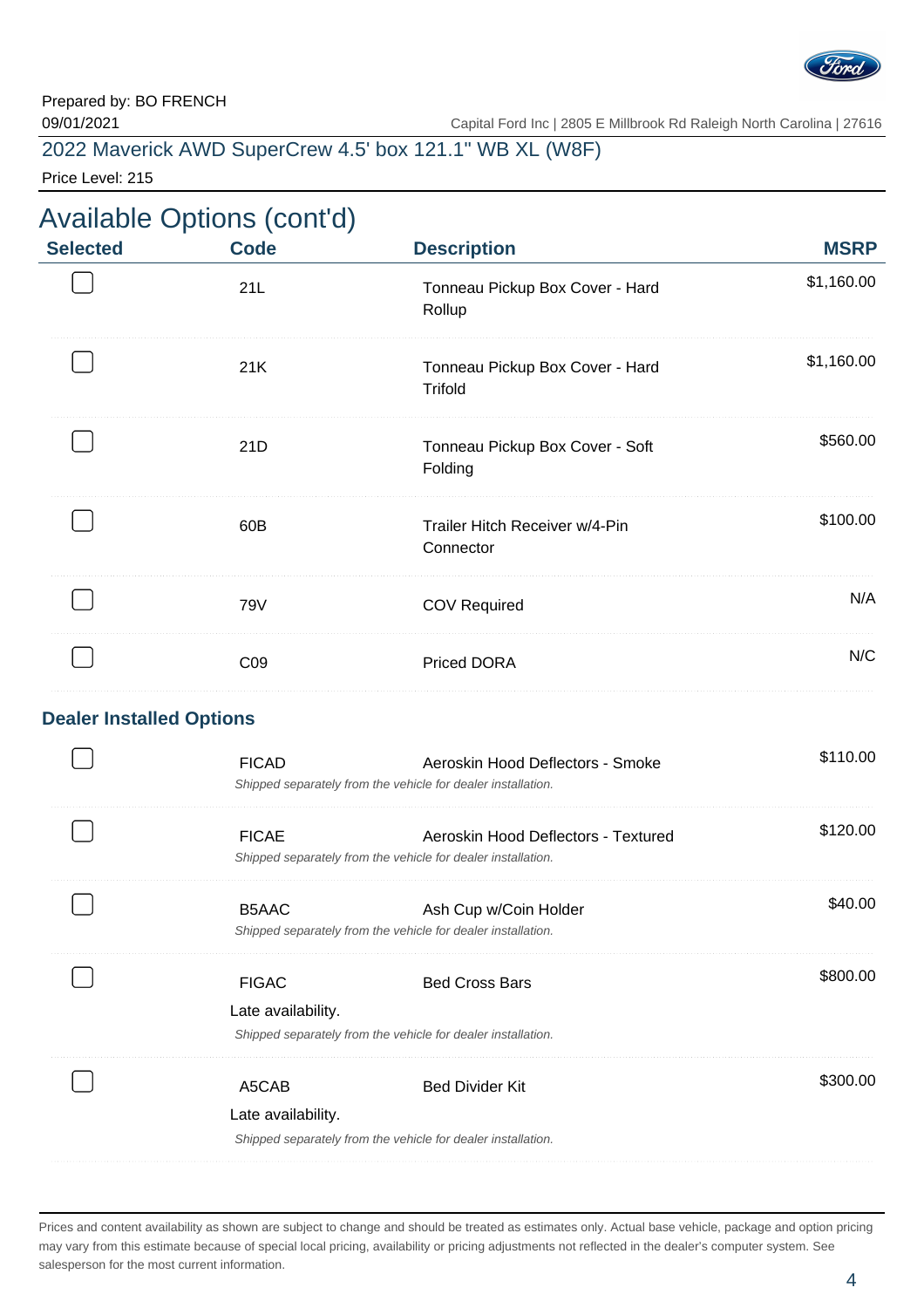Prepared by: BO FRENCH
09/01/2021

Capital Ford Inc | 2805 E Millbrook Rd Raleigh North Carolina | 27616

## 2022 Maverick AWD SuperCrew 4.5' box 121.1" WB XL (W8F)

Price Level: 215

# Available Options (cont'd)

| Selected | Code | Description | MSRP |
| --- | --- | --- | --- |
| ☐ | 21L | Tonneau Pickup Box Cover - Hard Rollup | $1,160.00 |
| ☐ | 21K | Tonneau Pickup Box Cover - Hard Trifold | $1,160.00 |
| ☐ | 21D | Tonneau Pickup Box Cover - Soft Folding | $560.00 |
| ☐ | 60B | Trailer Hitch Receiver w/4-Pin Connector | $100.00 |
| ☐ | 79V | COV Required | N/A |
| ☐ | C09 | Priced DORA | N/C |

### Dealer Installed Options

| Selected | Code | Description | MSRP |
| --- | --- | --- | --- |
| ☐ | FICAD | Aeroskin Hood Deflectors - Smoke<br>*Shipped separately from the vehicle for dealer installation.* | $110.00 |
| ☐ | FICAE | Aeroskin Hood Deflectors - Textured<br>*Shipped separately from the vehicle for dealer installation.* | $120.00 |
| ☐ | B5AAC | Ash Cup w/Coin Holder<br>*Shipped separately from the vehicle for dealer installation.* | $40.00 |
| ☐ | FIGAC | Bed Cross Bars<br>Late availability.<br>*Shipped separately from the vehicle for dealer installation.* | $800.00 |
| ☐ | A5CAB | Bed Divider Kit<br>Late availability.<br>*Shipped separately from the vehicle for dealer installation.* | $300.00 |

Prices and content availability as shown are subject to change and should be treated as estimates only. Actual base vehicle, package and option pricing may vary from this estimate because of special local pricing, availability or pricing adjustments not reflected in the dealer's computer system. See salesperson for the most current information.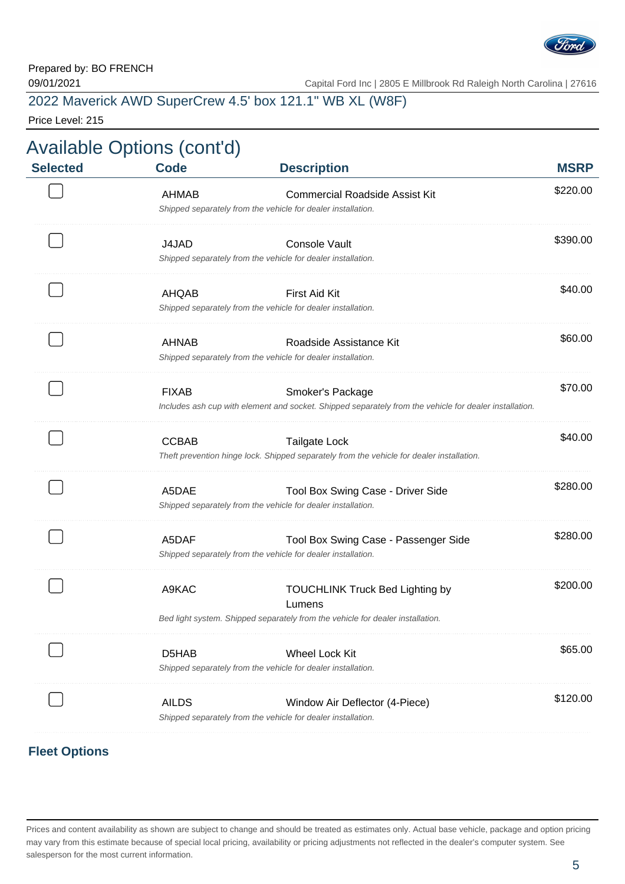Prepared by: BO FRENCH
09/01/2021

Capital Ford Inc | 2805 E Millbrook Rd Raleigh North Carolina | 27616

2022 Maverick AWD SuperCrew 4.5' box 121.1" WB XL (W8F)

Price Level: 215

# Available Options (cont'd)

| Selected | Code | Description | MSRP |
|---|---|---|---|
| ☐ | AHMAB | Commercial Roadside Assist Kit<br>*Shipped separately from the vehicle for dealer installation.* | $220.00 |
| ☐ | J4JAD | Console Vault<br>*Shipped separately from the vehicle for dealer installation.* | $390.00 |
| ☐ | AHQAB | First Aid Kit<br>*Shipped separately from the vehicle for dealer installation.* | $40.00 |
| ☐ | AHNAB | Roadside Assistance Kit<br>*Shipped separately from the vehicle for dealer installation.* | $60.00 |
| ☐ | FIXAB | Smoker's Package<br>*Includes ash cup with element and socket. Shipped separately from the vehicle for dealer installation.* | $70.00 |
| ☐ | CCBAB | Tailgate Lock<br>*Theft prevention hinge lock. Shipped separately from the vehicle for dealer installation.* | $40.00 |
| ☐ | A5DAE | Tool Box Swing Case - Driver Side<br>*Shipped separately from the vehicle for dealer installation.* | $280.00 |
| ☐ | A5DAF | Tool Box Swing Case - Passenger Side<br>*Shipped separately from the vehicle for dealer installation.* | $280.00 |
| ☐ | A9KAC | TOUCHLINK Truck Bed Lighting by Lumens<br>*Bed light system. Shipped separately from the vehicle for dealer installation.* | $200.00 |
| ☐ | D5HAB | Wheel Lock Kit<br>*Shipped separately from the vehicle for dealer installation.* | $65.00 |
| ☐ | AILDS | Window Air Deflector (4-Piece)<br>*Shipped separately from the vehicle for dealer installation.* | $120.00 |

### Fleet Options

Prices and content availability as shown are subject to change and should be treated as estimates only. Actual base vehicle, package and option pricing may vary from this estimate because of special local pricing, availability or pricing adjustments not reflected in the dealer's computer system. See salesperson for the most current information.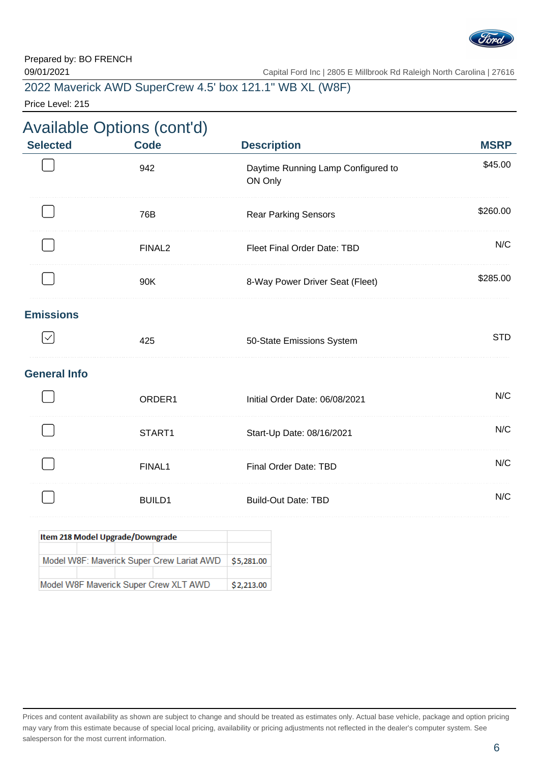Prepared by: BO FRENCH
09/01/2021

Capital Ford Inc | 2805 E Millbrook Rd Raleigh North Carolina | 27616

2022 Maverick AWD SuperCrew 4.5' box 121.1" WB XL (W8F)

Price Level: 215

# Available Options (cont'd)

| Selected | Code | Description | MSRP |
|---|---|---|---|
| ☐ | 942 | Daytime Running Lamp Configured to ON Only | $45.00 |
| ☐ | 76B | Rear Parking Sensors | $260.00 |
| ☐ | FINAL2 | Fleet Final Order Date: TBD | N/C |
| ☐ | 90K | 8-Way Power Driver Seat (Fleet) | $285.00 |

## Emissions

| Selected | Code | Description | MSRP |
|---|---|---|---|
| ☑ | 425 | 50-State Emissions System | STD |

## General Info

| Selected | Code | Description | MSRP |
|---|---|---|---|
| ☐ | ORDER1 | Initial Order Date: 06/08/2021 | N/C |
| ☐ | START1 | Start-Up Date: 08/16/2021 | N/C |
| ☐ | FINAL1 | Final Order Date: TBD | N/C |
| ☐ | BUILD1 | Build-Out Date: TBD | N/C |

| Item 218 Model Upgrade/Downgrade | |
|---|---|
| Model W8F: Maverick Super Crew Lariat AWD | $5,281.00 |
| Model W8F Maverick Super Crew XLT AWD | $2,213.00 |

Prices and content availability as shown are subject to change and should be treated as estimates only. Actual base vehicle, package and option pricing may vary from this estimate because of special local pricing, availability or pricing adjustments not reflected in the dealer's computer system. See salesperson for the most current information.